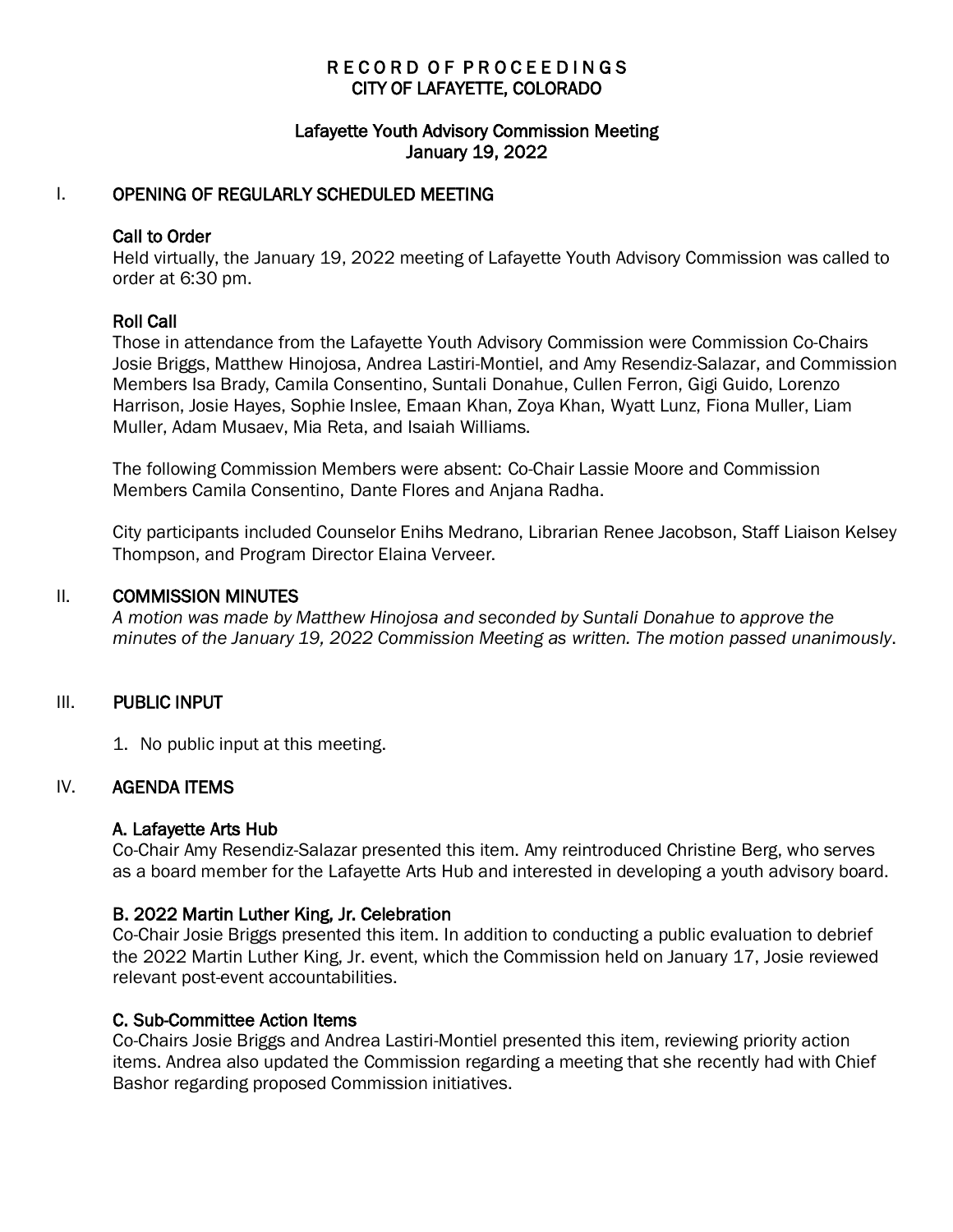# RECORD OF PROCEEDINGS
## CITY OF LAFAYETTE, COLORADO

### Lafayette Youth Advisory Commission Meeting
### January 19, 2022

## I. OPENING OF REGULARLY SCHEDULED MEETING

### Call to Order

Held virtually, the January 19, 2022 meeting of Lafayette Youth Advisory Commission was called to order at 6:30 pm.

### Roll Call

Those in attendance from the Lafayette Youth Advisory Commission were Commission Co-Chairs Josie Briggs, Matthew Hinojosa, Andrea Lastiri-Montiel, and Amy Resendiz-Salazar, and Commission Members Isa Brady, Camila Consentino, Suntali Donahue, Cullen Ferron, Gigi Guido, Lorenzo Harrison, Josie Hayes, Sophie Inslee, Emaan Khan, Zoya Khan, Wyatt Lunz, Fiona Muller, Liam Muller, Adam Musaev, Mia Reta, and Isaiah Williams.

The following Commission Members were absent: Co-Chair Lassie Moore and Commission Members Camila Consentino, Dante Flores and Anjana Radha.

City participants included Counselor Enihs Medrano, Librarian Renee Jacobson, Staff Liaison Kelsey Thompson, and Program Director Elaina Verveer.

## II. COMMISSION MINUTES

*A motion was made by Matthew Hinojosa and seconded by Suntali Donahue to approve the minutes of the January 19, 2022 Commission Meeting as written. The motion passed unanimously*.

## III. PUBLIC INPUT

1. No public input at this meeting.

## IV. AGENDA ITEMS

### A. Lafayette Arts Hub

Co-Chair Amy Resendiz-Salazar presented this item. Amy reintroduced Christine Berg, who serves as a board member for the Lafayette Arts Hub and interested in developing a youth advisory board.

### B. 2022 Martin Luther King, Jr. Celebration

Co-Chair Josie Briggs presented this item. In addition to conducting a public evaluation to debrief the 2022 Martin Luther King, Jr. event, which the Commission held on January 17, Josie reviewed relevant post-event accountabilities.

### C. Sub-Committee Action Items

Co-Chairs Josie Briggs and Andrea Lastiri-Montiel presented this item, reviewing priority action items. Andrea also updated the Commission regarding a meeting that she recently had with Chief Bashor regarding proposed Commission initiatives.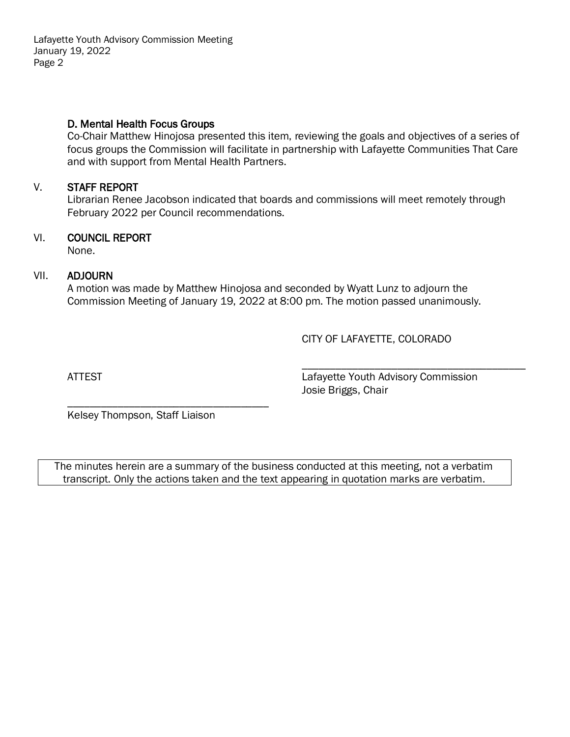**D. Mental Health Focus Groups**

Co-Chair Matthew Hinojosa presented this item, reviewing the goals and objectives of a series of focus groups the Commission will facilitate in partnership with Lafayette Communities That Care and with support from Mental Health Partners.

## V. STAFF REPORT

Librarian Renee Jacobson indicated that boards and commissions will meet remotely through February 2022 per Council recommendations.

## VI. COUNCIL REPORT

None.

## VII. ADJOURN

A motion was made by Matthew Hinojosa and seconded by Wyatt Lunz to adjourn the Commission Meeting of January 19, 2022 at 8:00 pm. The motion passed unanimously.

CITY OF LAFAYETTE, COLORADO

______________________________________
Lafayette Youth Advisory Commission
Josie Briggs, Chair

ATTEST

______________________________________
Kelsey Thompson, Staff Liaison

The minutes herein are a summary of the business conducted at this meeting, not a verbatim transcript. Only the actions taken and the text appearing in quotation marks are verbatim.